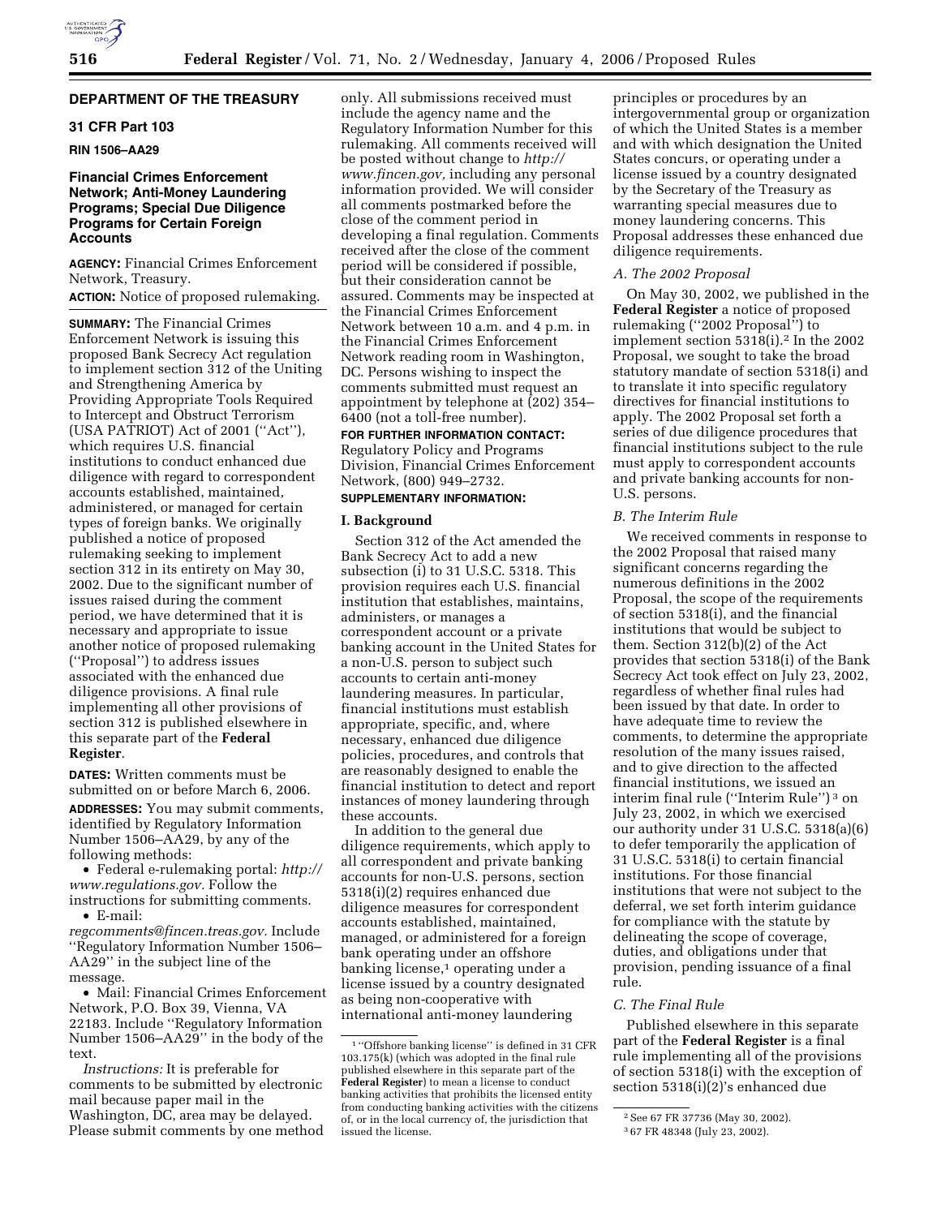## DEPARTMENT OF THE TREASURY

### 31 CFR Part 103

**RIN 1506–AA29**

### Financial Crimes Enforcement Network; Anti-Money Laundering Programs; Special Due Diligence Programs for Certain Foreign Accounts

**AGENCY:** Financial Crimes Enforcement Network, Treasury.

**ACTION:** Notice of proposed rulemaking.

**SUMMARY:** The Financial Crimes Enforcement Network is issuing this proposed Bank Secrecy Act regulation to implement section 312 of the Uniting and Strengthening America by Providing Appropriate Tools Required to Intercept and Obstruct Terrorism (USA PATRIOT) Act of 2001 (''Act''), which requires U.S. financial institutions to conduct enhanced due diligence with regard to correspondent accounts established, maintained, administered, or managed for certain types of foreign banks. We originally published a notice of proposed rulemaking seeking to implement section 312 in its entirety on May 30, 2002. Due to the significant number of issues raised during the comment period, we have determined that it is necessary and appropriate to issue another notice of proposed rulemaking (''Proposal'') to address issues associated with the enhanced due diligence provisions. A final rule implementing all other provisions of section 312 is published elsewhere in this separate part of the **Federal Register**.

**DATES:** Written comments must be submitted on or before March 6, 2006.

**ADDRESSES:** You may submit comments, identified by Regulatory Information Number 1506–AA29, by any of the following methods:

- Federal e-rulemaking portal: *http://www.regulations.gov*. Follow the instructions for submitting comments.
- E-mail: *regcomments@fincen.treas.gov*. Include ''Regulatory Information Number 1506–AA29'' in the subject line of the message.
- Mail: Financial Crimes Enforcement Network, P.O. Box 39, Vienna, VA 22183. Include ''Regulatory Information Number 1506–AA29'' in the body of the text.

*Instructions:* It is preferable for comments to be submitted by electronic mail because paper mail in the Washington, DC, area may be delayed. Please submit comments by one method only. All submissions received must include the agency name and the Regulatory Information Number for this rulemaking. All comments received will be posted without change to *http://www.fincen.gov,* including any personal information provided. We will consider all comments postmarked before the close of the comment period in developing a final regulation. Comments received after the close of the comment period will be considered if possible, but their consideration cannot be assured. Comments may be inspected at the Financial Crimes Enforcement Network between 10 a.m. and 4 p.m. in the Financial Crimes Enforcement Network reading room in Washington, DC. Persons wishing to inspect the comments submitted must request an appointment by telephone at (202) 354–6400 (not a toll-free number).

**FOR FURTHER INFORMATION CONTACT:** Regulatory Policy and Programs Division, Financial Crimes Enforcement Network, (800) 949–2732.

**SUPPLEMENTARY INFORMATION:**

## I. Background

Section 312 of the Act amended the Bank Secrecy Act to add a new subsection (i) to 31 U.S.C. 5318. This provision requires each U.S. financial institution that establishes, maintains, administers, or manages a correspondent account or a private banking account in the United States for a non-U.S. person to subject such accounts to certain anti-money laundering measures. In particular, financial institutions must establish appropriate, specific, and, where necessary, enhanced due diligence policies, procedures, and controls that are reasonably designed to enable the financial institution to detect and report instances of money laundering through these accounts.

In addition to the general due diligence requirements, which apply to all correspondent and private banking accounts for non-U.S. persons, section 5318(i)(2) requires enhanced due diligence measures for correspondent accounts established, maintained, managed, or administered for a foreign bank operating under an offshore banking license,[1] operating under a license issued by a country designated as being non-cooperative with international anti-money laundering principles or procedures by an intergovernmental group or organization of which the United States is a member and with which designation the United States concurs, or operating under a license issued by a country designated by the Secretary of the Treasury as warranting special measures due to money laundering concerns. This Proposal addresses these enhanced due diligence requirements.

### *A. The 2002 Proposal*

On May 30, 2002, we published in the **Federal Register** a notice of proposed rulemaking (''2002 Proposal'') to implement section 5318(i).[2] In the 2002 Proposal, we sought to take the broad statutory mandate of section 5318(i) and to translate it into specific regulatory directives for financial institutions to apply. The 2002 Proposal set forth a series of due diligence procedures that financial institutions subject to the rule must apply to correspondent accounts and private banking accounts for non-U.S. persons.

### *B. The Interim Rule*

We received comments in response to the 2002 Proposal that raised many significant concerns regarding the numerous definitions in the 2002 Proposal, the scope of the requirements of section 5318(i), and the financial institutions that would be subject to them. Section 312(b)(2) of the Act provides that section 5318(i) of the Bank Secrecy Act took effect on July 23, 2002, regardless of whether final rules had been issued by that date. In order to have adequate time to review the comments, to determine the appropriate resolution of the many issues raised, and to give direction to the affected financial institutions, we issued an interim final rule (''Interim Rule'')[3] on July 23, 2002, in which we exercised our authority under 31 U.S.C. 5318(a)(6) to defer temporarily the application of 31 U.S.C. 5318(i) to certain financial institutions. For those financial institutions that were not subject to the deferral, we set forth interim guidance for compliance with the statute by delineating the scope of coverage, duties, and obligations under that provision, pending issuance of a final rule.

### *C. The Final Rule*

Published elsewhere in this separate part of the **Federal Register** is a final rule implementing all of the provisions of section 5318(i) with the exception of section 5318(i)(2)'s enhanced due

---

[1] ''Offshore banking license'' is defined in 31 CFR 103.175(k) (which was adopted in the final rule published elsewhere in this separate part of the **Federal Register**) to mean a license to conduct banking activities that prohibits the licensed entity from conducting banking activities with the citizens of, or in the local currency of, the jurisdiction that issued the license.

[2] See 67 FR 37736 (May 30, 2002).

[3] 67 FR 48348 (July 23, 2002).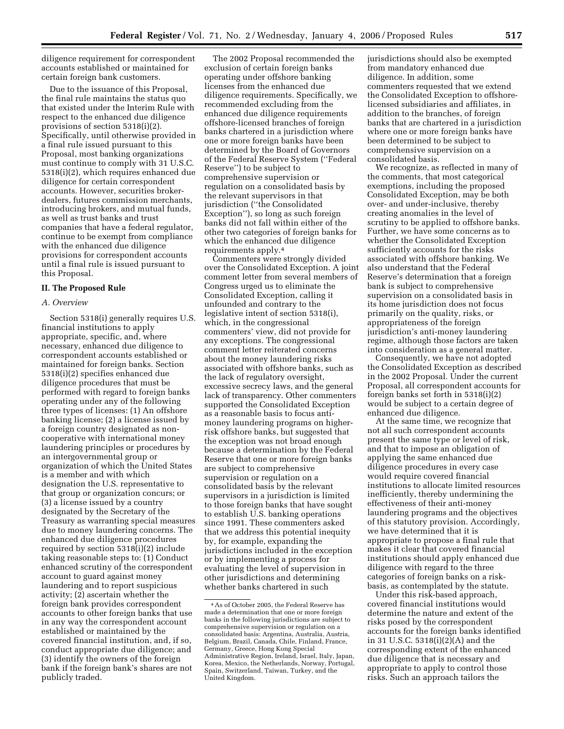diligence requirement for correspondent accounts established or maintained for certain foreign bank customers.

Due to the issuance of this Proposal, the final rule maintains the status quo that existed under the Interim Rule with respect to the enhanced due diligence provisions of section 5318(i)(2). Specifically, until otherwise provided in a final rule issued pursuant to this Proposal, most banking organizations must continue to comply with 31 U.S.C. 5318(i)(2), which requires enhanced due diligence for certain correspondent accounts. However, securities broker-dealers, futures commission merchants, introducing brokers, and mutual funds, as well as trust banks and trust companies that have a federal regulator, continue to be exempt from compliance with the enhanced due diligence provisions for correspondent accounts until a final rule is issued pursuant to this Proposal.

## II. The Proposed Rule

### *A. Overview*

Section 5318(i) generally requires U.S. financial institutions to apply appropriate, specific, and, where necessary, enhanced due diligence to correspondent accounts established or maintained for foreign banks. Section 5318(i)(2) specifies enhanced due diligence procedures that must be performed with regard to foreign banks operating under any of the following three types of licenses: (1) An offshore banking license; (2) a license issued by a foreign country designated as non-cooperative with international money laundering principles or procedures by an intergovernmental group or organization of which the United States is a member and with which designation the U.S. representative to that group or organization concurs; or (3) a license issued by a country designated by the Secretary of the Treasury as warranting special measures due to money laundering concerns. The enhanced due diligence procedures required by section 5318(i)(2) include taking reasonable steps to: (1) Conduct enhanced scrutiny of the correspondent account to guard against money laundering and to report suspicious activity; (2) ascertain whether the foreign bank provides correspondent accounts to other foreign banks that use in any way the correspondent account established or maintained by the covered financial institution, and, if so, conduct appropriate due diligence; and (3) identify the owners of the foreign bank if the foreign bank's shares are not publicly traded.

The 2002 Proposal recommended the exclusion of certain foreign banks operating under offshore banking licenses from the enhanced due diligence requirements. Specifically, we recommended excluding from the enhanced due diligence requirements offshore-licensed branches of foreign banks chartered in a jurisdiction where one or more foreign banks have been determined by the Board of Governors of the Federal Reserve System (''Federal Reserve'') to be subject to comprehensive supervision or regulation on a consolidated basis by the relevant supervisors in that jurisdiction (''the Consolidated Exception''), so long as such foreign banks did not fall within either of the other two categories of foreign banks for which the enhanced due diligence requirements apply.[4]

Commenters were strongly divided over the Consolidated Exception. A joint comment letter from several members of Congress urged us to eliminate the Consolidated Exception, calling it unfounded and contrary to the legislative intent of section 5318(i), which, in the congressional commenters' view, did not provide for any exceptions. The congressional comment letter reiterated concerns about the money laundering risks associated with offshore banks, such as the lack of regulatory oversight, excessive secrecy laws, and the general lack of transparency. Other commenters supported the Consolidated Exception as a reasonable basis to focus anti-money laundering programs on higher-risk offshore banks, but suggested that the exception was not broad enough because a determination by the Federal Reserve that one or more foreign banks are subject to comprehensive supervision or regulation on a consolidated basis by the relevant supervisors in a jurisdiction is limited to those foreign banks that have sought to establish U.S. banking operations since 1991. These commenters asked that we address this potential inequity by, for example, expanding the jurisdictions included in the exception or by implementing a process for evaluating the level of supervision in other jurisdictions and determining whether banks chartered in such jurisdictions should also be exempted from mandatory enhanced due diligence. In addition, some commenters requested that we extend the Consolidated Exception to offshore-licensed subsidiaries and affiliates, in addition to the branches, of foreign banks that are chartered in a jurisdiction where one or more foreign banks have been determined to be subject to comprehensive supervision on a consolidated basis.

We recognize, as reflected in many of the comments, that most categorical exemptions, including the proposed Consolidated Exception, may be both over- and under-inclusive, thereby creating anomalies in the level of scrutiny to be applied to offshore banks. Further, we have some concerns as to whether the Consolidated Exception sufficiently accounts for the risks associated with offshore banking. We also understand that the Federal Reserve's determination that a foreign bank is subject to comprehensive supervision on a consolidated basis in its home jurisdiction does not focus primarily on the quality, risks, or appropriateness of the foreign jurisdiction's anti-money laundering regime, although those factors are taken into consideration as a general matter.

Consequently, we have not adopted the Consolidated Exception as described in the 2002 Proposal. Under the current Proposal, all correspondent accounts for foreign banks set forth in 5318(i)(2) would be subject to a certain degree of enhanced due diligence.

At the same time, we recognize that not all such correspondent accounts present the same type or level of risk, and that to impose an obligation of applying the same enhanced due diligence procedures in every case would require covered financial institutions to allocate limited resources inefficiently, thereby undermining the effectiveness of their anti-money laundering programs and the objectives of this statutory provision. Accordingly, we have determined that it is appropriate to propose a final rule that makes it clear that covered financial institutions should apply enhanced due diligence with regard to the three categories of foreign banks on a risk-basis, as contemplated by the statute.

Under this risk-based approach, covered financial institutions would determine the nature and extent of the risks posed by the correspondent accounts for the foreign banks identified in 31 U.S.C. 5318(i)(2)(A) and the corresponding extent of the enhanced due diligence that is necessary and appropriate to apply to control those risks. Such an approach tailors the

[4] As of October 2005, the Federal Reserve has made a determination that one or more foreign banks in the following jurisdictions are subject to comprehensive supervision or regulation on a consolidated basis: Argentina, Australia, Austria, Belgium, Brazil, Canada, Chile, Finland, France, Germany, Greece, Hong Kong Special Administrative Region, Ireland, Israel, Italy, Japan, Korea, Mexico, the Netherlands, Norway, Portugal, Spain, Switzerland, Taiwan, Turkey, and the United Kingdom.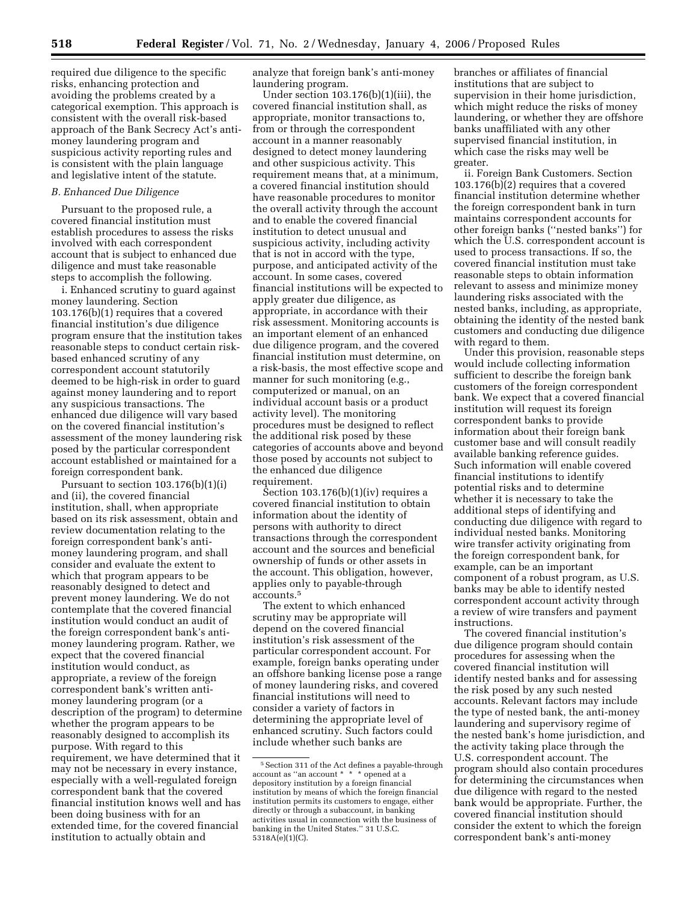required due diligence to the specific risks, enhancing protection and avoiding the problems created by a categorical exemption. This approach is consistent with the overall risk-based approach of the Bank Secrecy Act's anti-money laundering program and suspicious activity reporting rules and is consistent with the plain language and legislative intent of the statute.

### *B. Enhanced Due Diligence*

Pursuant to the proposed rule, a covered financial institution must establish procedures to assess the risks involved with each correspondent account that is subject to enhanced due diligence and must take reasonable steps to accomplish the following.

i. Enhanced scrutiny to guard against money laundering. Section 103.176(b)(1) requires that a covered financial institution's due diligence program ensure that the institution takes reasonable steps to conduct certain risk-based enhanced scrutiny of any correspondent account statutorily deemed to be high-risk in order to guard against money laundering and to report any suspicious transactions. The enhanced due diligence will vary based on the covered financial institution's assessment of the money laundering risk posed by the particular correspondent account established or maintained for a foreign correspondent bank.

Pursuant to section 103.176(b)(1)(i) and (ii), the covered financial institution, shall, when appropriate based on its risk assessment, obtain and review documentation relating to the foreign correspondent bank's anti-money laundering program, and shall consider and evaluate the extent to which that program appears to be reasonably designed to detect and prevent money laundering. We do not contemplate that the covered financial institution would conduct an audit of the foreign correspondent bank's anti-money laundering program. Rather, we expect that the covered financial institution would conduct, as appropriate, a review of the foreign correspondent bank's written anti-money laundering program (or a description of the program) to determine whether the program appears to be reasonably designed to accomplish its purpose. With regard to this requirement, we have determined that it may not be necessary in every instance, especially with a well-regulated foreign correspondent bank that the covered financial institution knows well and has been doing business with for an extended time, for the covered financial institution to actually obtain and analyze that foreign bank's anti-money laundering program.

Under section 103.176(b)(1)(iii), the covered financial institution shall, as appropriate, monitor transactions to, from or through the correspondent account in a manner reasonably designed to detect money laundering and other suspicious activity. This requirement means that, at a minimum, a covered financial institution should have reasonable procedures to monitor the overall activity through the account and to enable the covered financial institution to detect unusual and suspicious activity, including activity that is not in accord with the type, purpose, and anticipated activity of the account. In some cases, covered financial institutions will be expected to apply greater due diligence, as appropriate, in accordance with their risk assessment. Monitoring accounts is an important element of an enhanced due diligence program, and the covered financial institution must determine, on a risk-basis, the most effective scope and manner for such monitoring (e.g., computerized or manual, on an individual account basis or a product activity level). The monitoring procedures must be designed to reflect the additional risk posed by these categories of accounts above and beyond those posed by accounts not subject to the enhanced due diligence requirement.

Section 103.176(b)(1)(iv) requires a covered financial institution to obtain information about the identity of persons with authority to direct transactions through the correspondent account and the sources and beneficial ownership of funds or other assets in the account. This obligation, however, applies only to payable-through accounts.[5]

The extent to which enhanced scrutiny may be appropriate will depend on the covered financial institution's risk assessment of the particular correspondent account. For example, foreign banks operating under an offshore banking license pose a range of money laundering risks, and covered financial institutions will need to consider a variety of factors in determining the appropriate level of enhanced scrutiny. Such factors could include whether such banks are branches or affiliates of financial institutions that are subject to supervision in their home jurisdiction, which might reduce the risks of money laundering, or whether they are offshore banks unaffiliated with any other supervised financial institution, in which case the risks may well be greater.

ii. Foreign Bank Customers. Section 103.176(b)(2) requires that a covered financial institution determine whether the foreign correspondent bank in turn maintains correspondent accounts for other foreign banks (''nested banks'') for which the U.S. correspondent account is used to process transactions. If so, the covered financial institution must take reasonable steps to obtain information relevant to assess and minimize money laundering risks associated with the nested banks, including, as appropriate, obtaining the identity of the nested bank customers and conducting due diligence with regard to them.

Under this provision, reasonable steps would include collecting information sufficient to describe the foreign bank customers of the foreign correspondent bank. We expect that a covered financial institution will request its foreign correspondent banks to provide information about their foreign bank customer base and will consult readily available banking reference guides. Such information will enable covered financial institutions to identify potential risks and to determine whether it is necessary to take the additional steps of identifying and conducting due diligence with regard to individual nested banks. Monitoring wire transfer activity originating from the foreign correspondent bank, for example, can be an important component of a robust program, as U.S. banks may be able to identify nested correspondent account activity through a review of wire transfers and payment instructions.

The covered financial institution's due diligence program should contain procedures for assessing when the covered financial institution will identify nested banks and for assessing the risk posed by any such nested accounts. Relevant factors may include the type of nested bank, the anti-money laundering and supervisory regime of the nested bank's home jurisdiction, and the activity taking place through the U.S. correspondent account. The program should also contain procedures for determining the circumstances when due diligence with regard to the nested bank would be appropriate. Further, the covered financial institution should consider the extent to which the foreign correspondent bank's anti-money

[5] Section 311 of the Act defines a payable-through account as ''an account * * * opened at a depository institution by a foreign financial institution by means of which the foreign financial institution permits its customers to engage, either directly or through a subaccount, in banking activities usual in connection with the business of banking in the United States.'' 31 U.S.C. 5318A(e)(1)(C).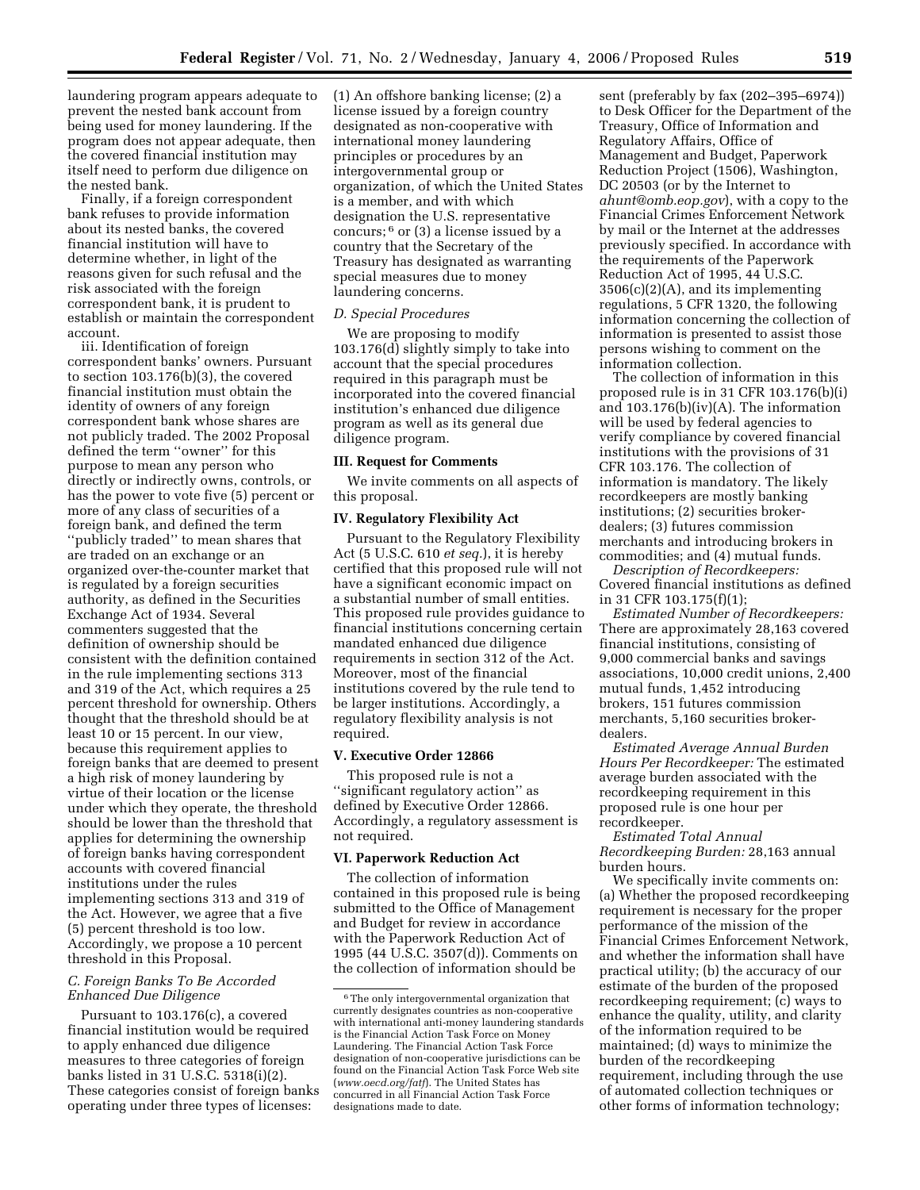laundering program appears adequate to prevent the nested bank account from being used for money laundering. If the program does not appear adequate, then the covered financial institution may itself need to perform due diligence on the nested bank.

Finally, if a foreign correspondent bank refuses to provide information about its nested banks, the covered financial institution will have to determine whether, in light of the reasons given for such refusal and the risk associated with the foreign correspondent bank, it is prudent to establish or maintain the correspondent account.

iii. Identification of foreign correspondent banks' owners. Pursuant to section 103.176(b)(3), the covered financial institution must obtain the identity of owners of any foreign correspondent bank whose shares are not publicly traded. The 2002 Proposal defined the term ''owner'' for this purpose to mean any person who directly or indirectly owns, controls, or has the power to vote five (5) percent or more of any class of securities of a foreign bank, and defined the term ''publicly traded'' to mean shares that are traded on an exchange or an organized over-the-counter market that is regulated by a foreign securities authority, as defined in the Securities Exchange Act of 1934. Several commenters suggested that the definition of ownership should be consistent with the definition contained in the rule implementing sections 313 and 319 of the Act, which requires a 25 percent threshold for ownership. Others thought that the threshold should be at least 10 or 15 percent. In our view, because this requirement applies to foreign banks that are deemed to present a high risk of money laundering by virtue of their location or the license under which they operate, the threshold should be lower than the threshold that applies for determining the ownership of foreign banks having correspondent accounts with covered financial institutions under the rules implementing sections 313 and 319 of the Act. However, we agree that a five (5) percent threshold is too low. Accordingly, we propose a 10 percent threshold in this Proposal.

### C. Foreign Banks To Be Accorded Enhanced Due Diligence

Pursuant to 103.176(c), a covered financial institution would be required to apply enhanced due diligence measures to three categories of foreign banks listed in 31 U.S.C. 5318(i)(2). These categories consist of foreign banks operating under three types of licenses: (1) An offshore banking license; (2) a license issued by a foreign country designated as non-cooperative with international money laundering principles or procedures by an intergovernmental group or organization, of which the United States is a member, and with which designation the U.S. representative concurs;[6] or (3) a license issued by a country that the Secretary of the Treasury has designated as warranting special measures due to money laundering concerns.

### D. Special Procedures

We are proposing to modify 103.176(d) slightly simply to take into account that the special procedures required in this paragraph must be incorporated into the covered financial institution's enhanced due diligence program as well as its general due diligence program.

## III. Request for Comments

We invite comments on all aspects of this proposal.

## IV. Regulatory Flexibility Act

Pursuant to the Regulatory Flexibility Act (5 U.S.C. 610 *et seq.*), it is hereby certified that this proposed rule will not have a significant economic impact on a substantial number of small entities. This proposed rule provides guidance to financial institutions concerning certain mandated enhanced due diligence requirements in section 312 of the Act. Moreover, most of the financial institutions covered by the rule tend to be larger institutions. Accordingly, a regulatory flexibility analysis is not required.

## V. Executive Order 12866

This proposed rule is not a ''significant regulatory action'' as defined by Executive Order 12866. Accordingly, a regulatory assessment is not required.

## VI. Paperwork Reduction Act

The collection of information contained in this proposed rule is being submitted to the Office of Management and Budget for review in accordance with the Paperwork Reduction Act of 1995 (44 U.S.C. 3507(d)). Comments on the collection of information should be sent (preferably by fax (202–395–6974)) to Desk Officer for the Department of the Treasury, Office of Information and Regulatory Affairs, Office of Management and Budget, Paperwork Reduction Project (1506), Washington, DC 20503 (or by the Internet to *ahunt@omb.eop.gov*), with a copy to the Financial Crimes Enforcement Network by mail or the Internet at the addresses previously specified. In accordance with the requirements of the Paperwork Reduction Act of 1995, 44 U.S.C. 3506(c)(2)(A), and its implementing regulations, 5 CFR 1320, the following information concerning the collection of information is presented to assist those persons wishing to comment on the information collection.

The collection of information in this proposed rule is in 31 CFR 103.176(b)(i) and 103.176(b)(iv)(A). The information will be used by federal agencies to verify compliance by covered financial institutions with the provisions of 31 CFR 103.176. The collection of information is mandatory. The likely recordkeepers are mostly banking institutions; (2) securities broker-dealers; (3) futures commission merchants and introducing brokers in commodities; and (4) mutual funds.

*Description of Recordkeepers:* Covered financial institutions as defined in 31 CFR 103.175(f)(1);

*Estimated Number of Recordkeepers:* There are approximately 28,163 covered financial institutions, consisting of 9,000 commercial banks and savings associations, 10,000 credit unions, 2,400 mutual funds, 1,452 introducing brokers, 151 futures commission merchants, 5,160 securities broker-dealers.

*Estimated Average Annual Burden Hours Per Recordkeeper:* The estimated average burden associated with the recordkeeping requirement in this proposed rule is one hour per recordkeeper.

*Estimated Total Annual Recordkeeping Burden:* 28,163 annual burden hours.

We specifically invite comments on: (a) Whether the proposed recordkeeping requirement is necessary for the proper performance of the mission of the Financial Crimes Enforcement Network, and whether the information shall have practical utility; (b) the accuracy of our estimate of the burden of the proposed recordkeeping requirement; (c) ways to enhance the quality, utility, and clarity of the information required to be maintained; (d) ways to minimize the burden of the recordkeeping requirement, including through the use of automated collection techniques or other forms of information technology;

---

[6] The only intergovernmental organization that currently designates countries as non-cooperative with international anti-money laundering standards is the Financial Action Task Force on Money Laundering. The Financial Action Task Force designation of non-cooperative jurisdictions can be found on the Financial Action Task Force Web site (*www.oecd.org/fatf*). The United States has concurred in all Financial Action Task Force designations made to date.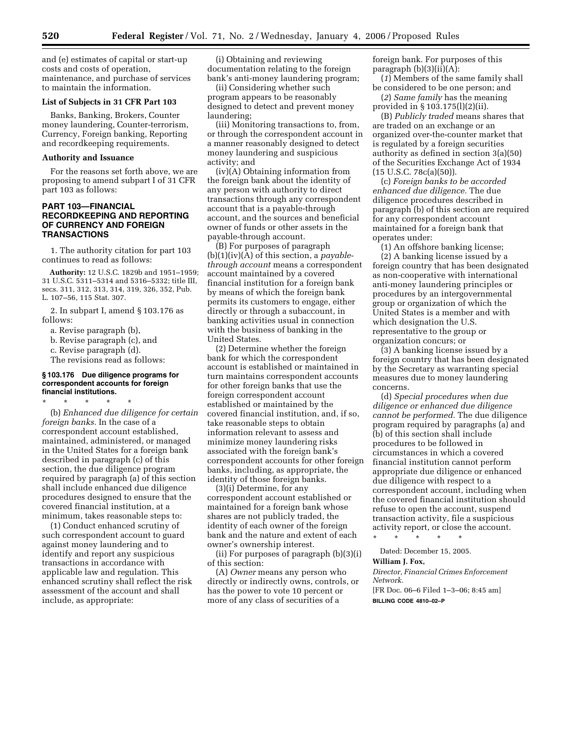and (e) estimates of capital or start-up costs and costs of operation, maintenance, and purchase of services to maintain the information.

### List of Subjects in 31 CFR Part 103

Banks, Banking, Brokers, Counter money laundering, Counter-terrorism, Currency, Foreign banking, Reporting and recordkeeping requirements.

### Authority and Issuance

For the reasons set forth above, we are proposing to amend subpart I of 31 CFR part 103 as follows:

## PART 103—FINANCIAL RECORDKEEPING AND REPORTING OF CURRENCY AND FOREIGN TRANSACTIONS

1. The authority citation for part 103 continues to read as follows:

**Authority:** 12 U.S.C. 1829b and 1951–1959; 31 U.S.C. 5311–5314 and 5316–5332; title III, secs. 311, 312, 313, 314, 319, 326, 352, Pub. L. 107–56, 115 Stat. 307.

2. In subpart I, amend § 103.176 as follows:

a. Revise paragraph (b),

b. Revise paragraph (c), and

c. Revise paragraph (d).

The revisions read as follows:

### § 103.176 Due diligence programs for correspondent accounts for foreign financial institutions.

\* \* \* \* \*

(b) *Enhanced due diligence for certain foreign banks.* In the case of a correspondent account established, maintained, administered, or managed in the United States for a foreign bank described in paragraph (c) of this section, the due diligence program required by paragraph (a) of this section shall include enhanced due diligence procedures designed to ensure that the covered financial institution, at a minimum, takes reasonable steps to:

(1) Conduct enhanced scrutiny of such correspondent account to guard against money laundering and to identify and report any suspicious transactions in accordance with applicable law and regulation. This enhanced scrutiny shall reflect the risk assessment of the account and shall include, as appropriate:

(i) Obtaining and reviewing documentation relating to the foreign bank's anti-money laundering program;

(ii) Considering whether such program appears to be reasonably designed to detect and prevent money laundering;

(iii) Monitoring transactions to, from, or through the correspondent account in a manner reasonably designed to detect money laundering and suspicious activity; and

(iv)(A) Obtaining information from the foreign bank about the identity of any person with authority to direct transactions through any correspondent account that is a payable-through account, and the sources and beneficial owner of funds or other assets in the payable-through account.

(B) For purposes of paragraph (b)(1)(iv)(A) of this section, a *payable-through account* means a correspondent account maintained by a covered financial institution for a foreign bank by means of which the foreign bank permits its customers to engage, either directly or through a subaccount, in banking activities usual in connection with the business of banking in the United States.

(2) Determine whether the foreign bank for which the correspondent account is established or maintained in turn maintains correspondent accounts for other foreign banks that use the foreign correspondent account established or maintained by the covered financial institution, and, if so, take reasonable steps to obtain information relevant to assess and minimize money laundering risks associated with the foreign bank's correspondent accounts for other foreign banks, including, as appropriate, the identity of those foreign banks.

(3)(i) Determine, for any correspondent account established or maintained for a foreign bank whose shares are not publicly traded, the identity of each owner of the foreign bank and the nature and extent of each owner's ownership interest.

(ii) For purposes of paragraph (b)(3)(i) of this section:

(A) *Owner* means any person who directly or indirectly owns, controls, or has the power to vote 10 percent or more of any class of securities of a foreign bank. For purposes of this paragraph (b)(3)(ii)(A):

(*1*) Members of the same family shall be considered to be one person; and

(*2*) *Same family* has the meaning provided in § 103.175(l)(2)(ii).

(B) *Publicly traded* means shares that are traded on an exchange or an organized over-the-counter market that is regulated by a foreign securities authority as defined in section 3(a)(50) of the Securities Exchange Act of 1934 (15 U.S.C. 78c(a)(50)).

(c) *Foreign banks to be accorded enhanced due diligence.* The due diligence procedures described in paragraph (b) of this section are required for any correspondent account maintained for a foreign bank that operates under:

(1) An offshore banking license;

(2) A banking license issued by a foreign country that has been designated as non-cooperative with international anti-money laundering principles or procedures by an intergovernmental group or organization of which the United States is a member and with which designation the U.S. representative to the group or organization concurs; or

(3) A banking license issued by a foreign country that has been designated by the Secretary as warranting special measures due to money laundering concerns.

(d) *Special procedures when due diligence or enhanced due diligence cannot be performed.* The due diligence program required by paragraphs (a) and (b) of this section shall include procedures to be followed in circumstances in which a covered financial institution cannot perform appropriate due diligence or enhanced due diligence with respect to a correspondent account, including when the covered financial institution should refuse to open the account, suspend transaction activity, file a suspicious activity report, or close the account.

\* \* \* \* \*

Dated: December 15, 2005.

**William J. Fox,**

*Director, Financial Crimes Enforcement Network.*

[FR Doc. 06–6 Filed 1–3–06; 8:45 am]

**BILLING CODE 4810–02–P**